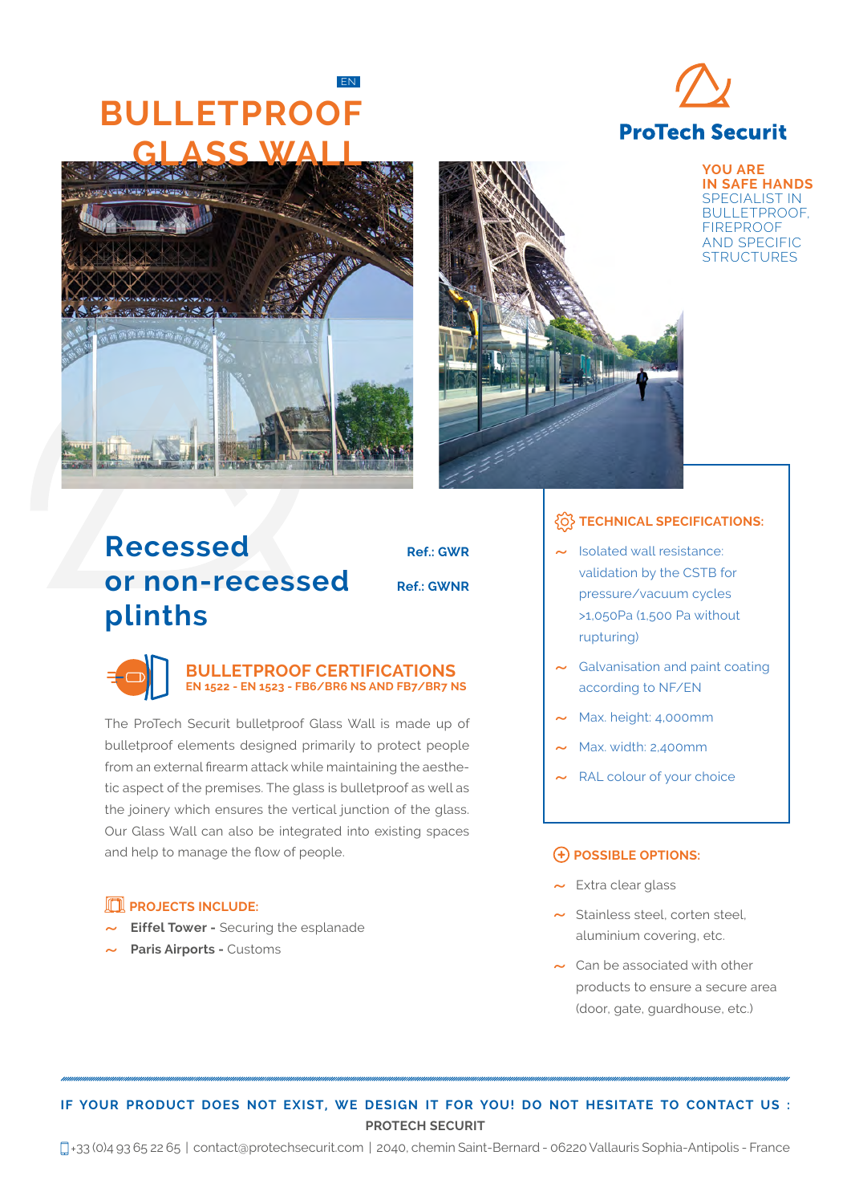EN

# BULLETPROOF GLASS WALL

**ProTech Securit**

**YOU ARE IN SAFE HANDS**
SPECIALIST IN BULLETPROOF, FIREPROOF AND SPECIFIC STRUCTURES

## Recessed or non-recessed plinths

**Ref.: GWR**

**Ref.: GWNR**

### BULLETPROOF CERTIFICATIONS

**EN 1522 - EN 1523 - FB6/BR6 NS AND FB7/BR7 NS**

The ProTech Securit bulletproof Glass Wall is made up of bulletproof elements designed primarily to protect people from an external firearm attack while maintaining the aesthetic aspect of the premises. The glass is bulletproof as well as the joinery which ensures the vertical junction of the glass. Our Glass Wall can also be integrated into existing spaces and help to manage the flow of people.

### PROJECTS INCLUDE:

- **Eiffel Tower -** Securing the esplanade
- **Paris Airports -** Customs

### TECHNICAL SPECIFICATIONS:

- Isolated wall resistance: validation by the CSTB for pressure/vacuum cycles >1,050Pa (1,500 Pa without rupturing)
- Galvanisation and paint coating according to NF/EN
- Max. height: 4,000mm
- Max. width: 2,400mm
- RAL colour of your choice

### POSSIBLE OPTIONS:

- Extra clear glass
- Stainless steel, corten steel, aluminium covering, etc.
- Can be associated with other products to ensure a secure area (door, gate, guardhouse, etc.)

**IF YOUR PRODUCT DOES NOT EXIST, WE DESIGN IT FOR YOU! DO NOT HESITATE TO CONTACT US :**
**PROTECH SECURIT**

+33 (0)4 93 65 22 65 | contact@protechsecurit.com | 2040, chemin Saint-Bernard - 06220 Vallauris Sophia-Antipolis - France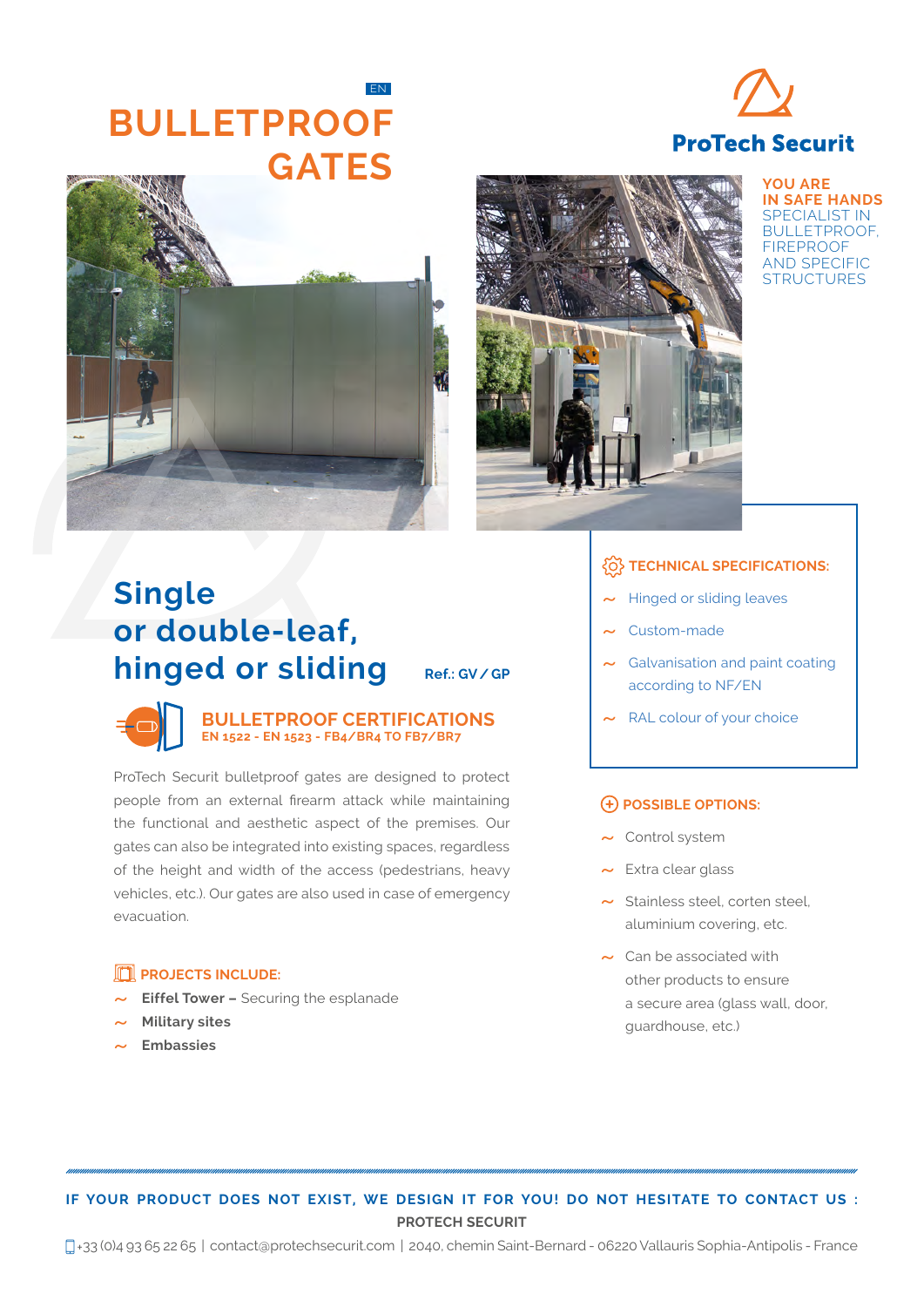EN

# BULLETPROOF GATES

**ProTech Securit**

**YOU ARE IN SAFE HANDS**
SPECIALIST IN BULLETPROOF, FIREPROOF AND SPECIFIC STRUCTURES

## Single or double-leaf, hinged or sliding

**Ref.: GV / GP**

### BULLETPROOF CERTIFICATIONS

**EN 1522 - EN 1523 - FB4/BR4 TO FB7/BR7**

ProTech Securit bulletproof gates are designed to protect people from an external firearm attack while maintaining the functional and aesthetic aspect of the premises. Our gates can also be integrated into existing spaces, regardless of the height and width of the access (pedestrians, heavy vehicles, etc.). Our gates are also used in case of emergency evacuation.

### PROJECTS INCLUDE:

- **Eiffel Tower –** Securing the esplanade
- **Military sites**
- **Embassies**

### TECHNICAL SPECIFICATIONS:

- Hinged or sliding leaves
- Custom-made
- Galvanisation and paint coating according to NF/EN
- RAL colour of your choice

### POSSIBLE OPTIONS:

- Control system
- Extra clear glass
- Stainless steel, corten steel, aluminium covering, etc.
- Can be associated with other products to ensure a secure area (glass wall, door, guardhouse, etc.)

**IF YOUR PRODUCT DOES NOT EXIST, WE DESIGN IT FOR YOU! DO NOT HESITATE TO CONTACT US :**
**PROTECH SECURIT**

+33 (0)4 93 65 22 65 | contact@protechsecurit.com | 2040, chemin Saint-Bernard - 06220 Vallauris Sophia-Antipolis - France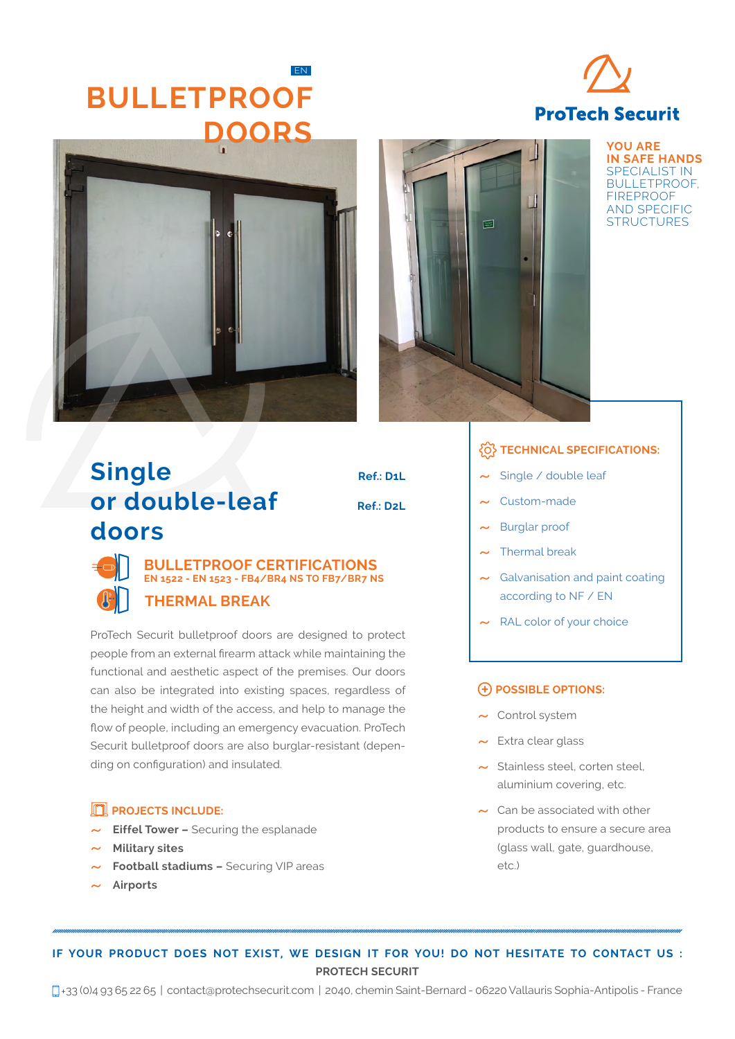EN

# BULLETPROOF DOORS

ProTech Securit

**YOU ARE IN SAFE HANDS**
SPECIALIST IN BULLETPROOF, FIREPROOF AND SPECIFIC STRUCTURES

## Single or double-leaf doors

**Ref.: D1L**

**Ref.: D2L**

### BULLETPROOF CERTIFICATIONS

**EN 1522 - EN 1523 - FB4/BR4 NS TO FB7/BR7 NS**

### THERMAL BREAK

ProTech Securit bulletproof doors are designed to protect people from an external firearm attack while maintaining the functional and aesthetic aspect of the premises. Our doors can also be integrated into existing spaces, regardless of the height and width of the access, and help to manage the flow of people, including an emergency evacuation. ProTech Securit bulletproof doors are also burglar-resistant (depending on configuration) and insulated.

### PROJECTS INCLUDE:

- **Eiffel Tower –** Securing the esplanade
- **Military sites**
- **Football stadiums –** Securing VIP areas
- **Airports**

### TECHNICAL SPECIFICATIONS:

- Single / double leaf
- Custom-made
- Burglar proof
- Thermal break
- Galvanisation and paint coating according to NF / EN
- RAL color of your choice

### POSSIBLE OPTIONS:

- Control system
- Extra clear glass
- Stainless steel, corten steel, aluminium covering, etc.
- Can be associated with other products to ensure a secure area (glass wall, gate, guardhouse, etc.)

**IF YOUR PRODUCT DOES NOT EXIST, WE DESIGN IT FOR YOU! DO NOT HESITATE TO CONTACT US :**
**PROTECH SECURIT**

+33 (0)4 93 65 22 65 | contact@protechsecurit.com | 2040, chemin Saint-Bernard - 06220 Vallauris Sophia-Antipolis - France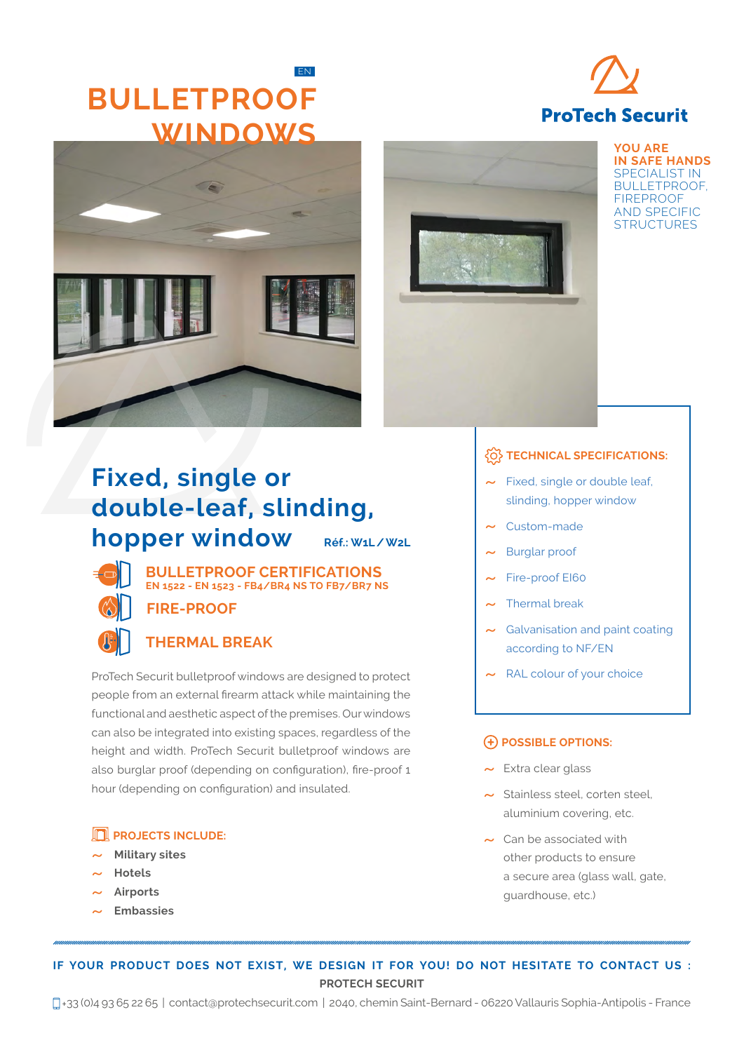EN

# BULLETPROOF WINDOWS

ProTech Securit

**YOU ARE IN SAFE HANDS**
SPECIALIST IN BULLETPROOF, FIREPROOF AND SPECIFIC STRUCTURES

## Fixed, single or double-leaf, slinding, hopper window

**Réf.: W1L / W2L**

### BULLETPROOF CERTIFICATIONS

**EN 1522 - EN 1523 - FB4/BR4 NS TO FB7/BR7 NS**

### FIRE-PROOF

### THERMAL BREAK

ProTech Securit bulletproof windows are designed to protect people from an external firearm attack while maintaining the functional and aesthetic aspect of the premises. Our windows can also be integrated into existing spaces, regardless of the height and width. ProTech Securit bulletproof windows are also burglar proof (depending on configuration), fire-proof 1 hour (depending on configuration) and insulated.

### PROJECTS INCLUDE:

- **Military sites**
- **Hotels**
- **Airports**
- **Embassies**

### TECHNICAL SPECIFICATIONS:

- Fixed, single or double leaf, slinding, hopper window
- Custom-made
- Burglar proof
- Fire-proof EI60
- Thermal break
- Galvanisation and paint coating according to NF/EN
- RAL colour of your choice

### POSSIBLE OPTIONS:

- Extra clear glass
- Stainless steel, corten steel, aluminium covering, etc.
- Can be associated with other products to ensure a secure area (glass wall, gate, guardhouse, etc.)

**IF YOUR PRODUCT DOES NOT EXIST, WE DESIGN IT FOR YOU! DO NOT HESITATE TO CONTACT US :**
**PROTECH SECURIT**

+33 (0)4 93 65 22 65 | contact@protechsecurit.com | 2040, chemin Saint-Bernard - 06220 Vallauris Sophia-Antipolis - France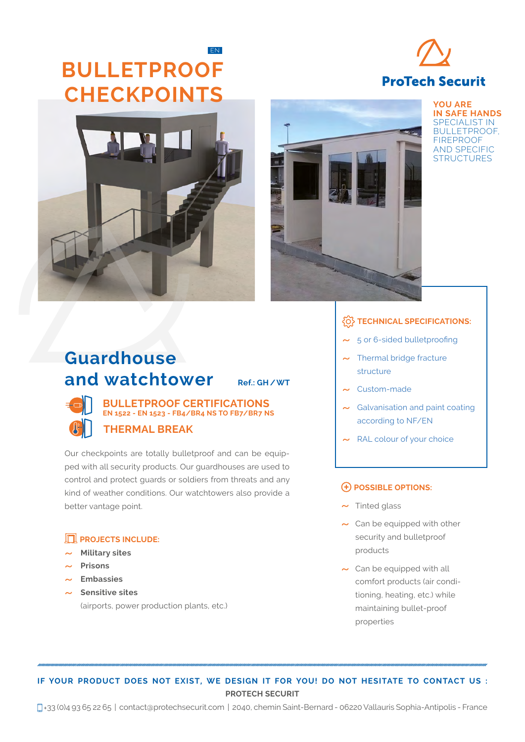EN

# BULLETPROOF CHECKPOINTS

**ProTech Securit**

**YOU ARE IN SAFE HANDS**
SPECIALIST IN BULLETPROOF, FIREPROOF AND SPECIFIC STRUCTURES

## Guardhouse and watchtower

**Ref.: GH / WT**

### BULLETPROOF CERTIFICATIONS

**EN 1522 - EN 1523 - FB4/BR4 NS TO FB7/BR7 NS**

### THERMAL BREAK

Our checkpoints are totally bulletproof and can be equipped with all security products. Our guardhouses are used to control and protect guards or soldiers from threats and any kind of weather conditions. Our watchtowers also provide a better vantage point.

### PROJECTS INCLUDE:

- **Military sites**
- **Prisons**
- **Embassies**
- **Sensitive sites** (airports, power production plants, etc.)

### TECHNICAL SPECIFICATIONS:

- 5 or 6-sided bulletproofing
- Thermal bridge fracture structure
- Custom-made
- Galvanisation and paint coating according to NF/EN
- RAL colour of your choice

### POSSIBLE OPTIONS:

- Tinted glass
- Can be equipped with other security and bulletproof products
- Can be equipped with all comfort products (air conditioning, heating, etc.) while maintaining bullet-proof properties

**IF YOUR PRODUCT DOES NOT EXIST, WE DESIGN IT FOR YOU! DO NOT HESITATE TO CONTACT US :**
**PROTECH SECURIT**

+33 (0)4 93 65 22 65 | contact@protechsecurit.com | 2040, chemin Saint-Bernard - 06220 Vallauris Sophia-Antipolis - France